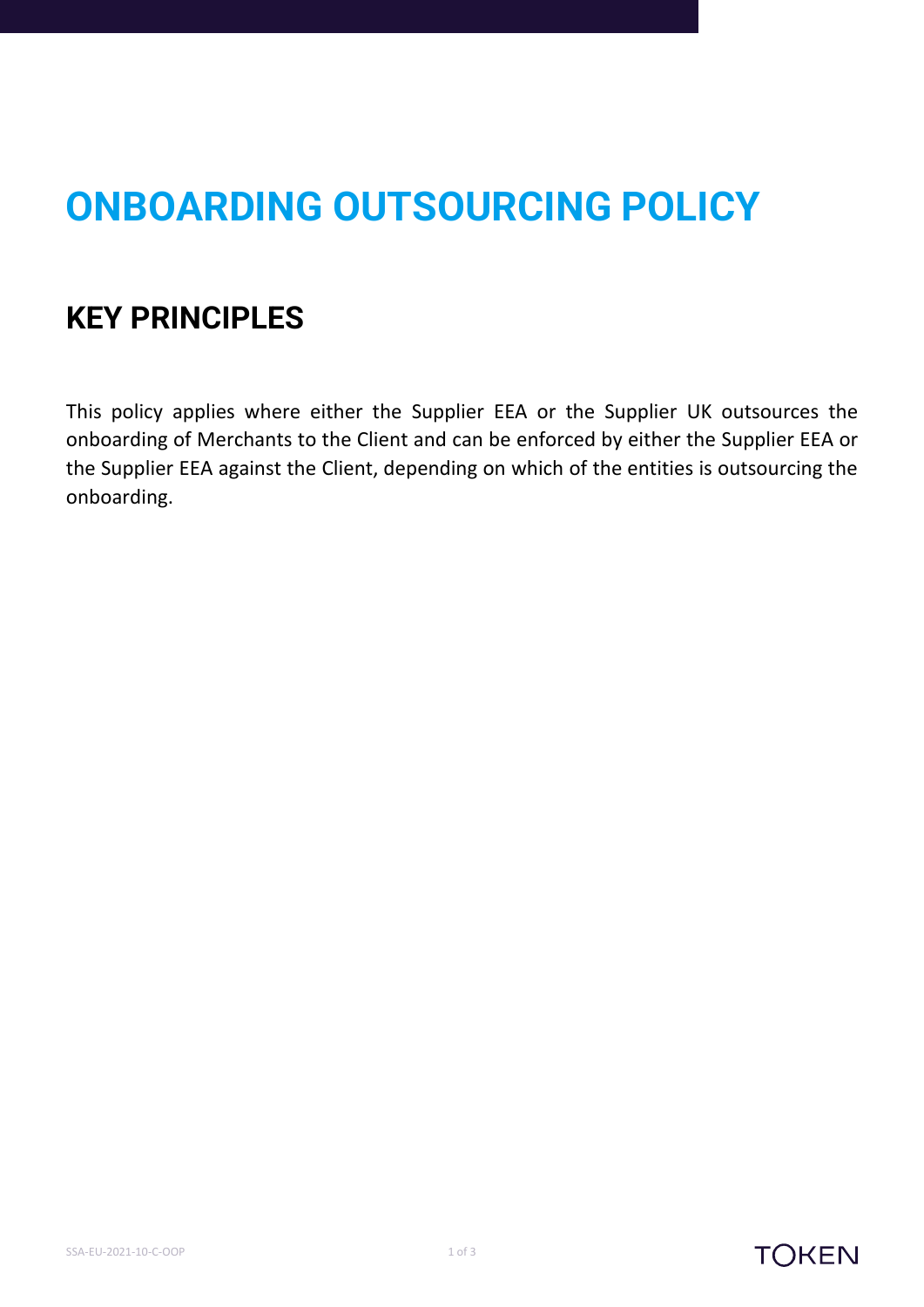# ONBOARDING OUTSOURCING POLICY

## KEY PRINCIPLES

This policy applies where either the Supplier EEA or the Supplier UK outsources the onboarding of Merchants to the Client and can be enforced by either the Supplier EEA or the Supplier EEA against the Client, depending on which of the entities is outsourcing the onboarding.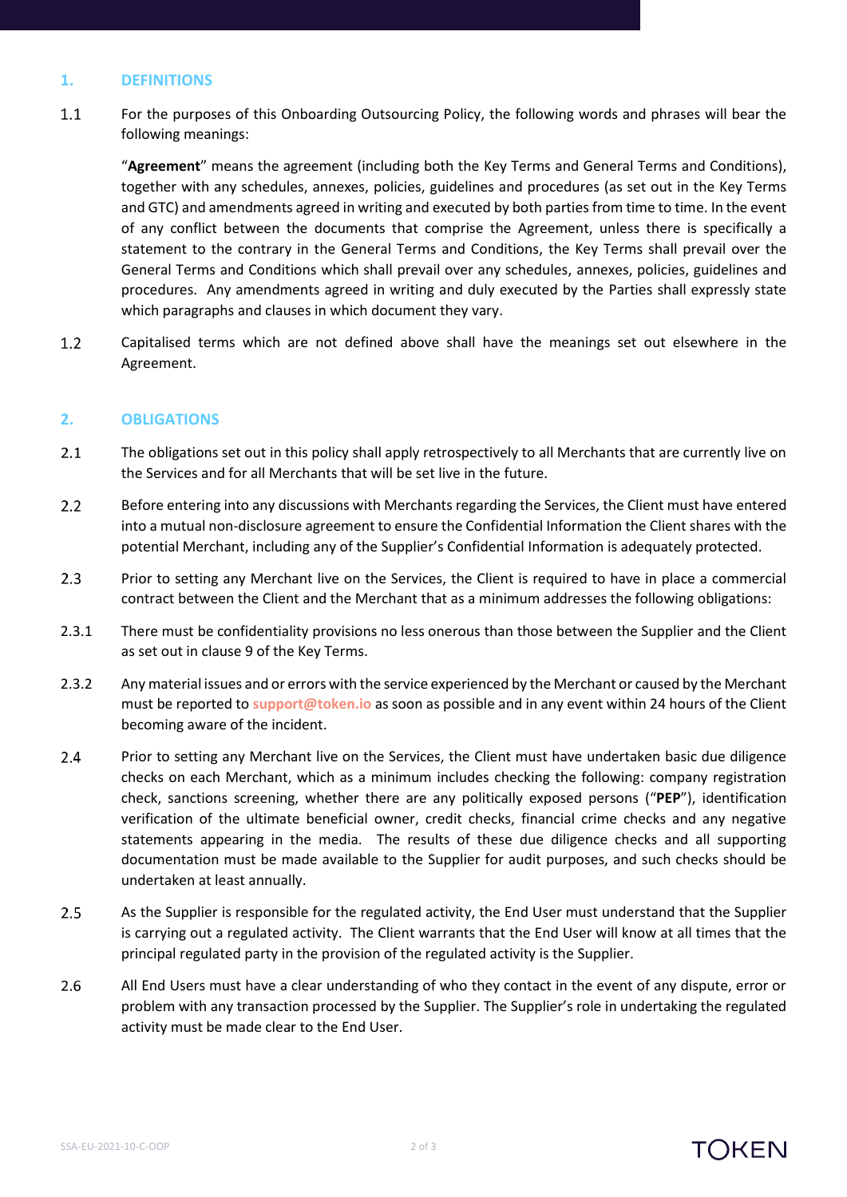## 1. DEFINITIONS

1.1 For the purposes of this Onboarding Outsourcing Policy, the following words and phrases will bear the following meanings:

"**Agreement**" means the agreement (including both the Key Terms and General Terms and Conditions), together with any schedules, annexes, policies, guidelines and procedures (as set out in the Key Terms and GTC) and amendments agreed in writing and executed by both parties from time to time. In the event of any conflict between the documents that comprise the Agreement, unless there is specifically a statement to the contrary in the General Terms and Conditions, the Key Terms shall prevail over the General Terms and Conditions which shall prevail over any schedules, annexes, policies, guidelines and procedures. Any amendments agreed in writing and duly executed by the Parties shall expressly state which paragraphs and clauses in which document they vary.

1.2 Capitalised terms which are not defined above shall have the meanings set out elsewhere in the Agreement.

## 2. OBLIGATIONS

2.1 The obligations set out in this policy shall apply retrospectively to all Merchants that are currently live on the Services and for all Merchants that will be set live in the future.

2.2 Before entering into any discussions with Merchants regarding the Services, the Client must have entered into a mutual non-disclosure agreement to ensure the Confidential Information the Client shares with the potential Merchant, including any of the Supplier's Confidential Information is adequately protected.

2.3 Prior to setting any Merchant live on the Services, the Client is required to have in place a commercial contract between the Client and the Merchant that as a minimum addresses the following obligations:

2.3.1 There must be confidentiality provisions no less onerous than those between the Supplier and the Client as set out in clause 9 of the Key Terms.

2.3.2 Any material issues and or errors with the service experienced by the Merchant or caused by the Merchant must be reported to support@token.io as soon as possible and in any event within 24 hours of the Client becoming aware of the incident.

2.4 Prior to setting any Merchant live on the Services, the Client must have undertaken basic due diligence checks on each Merchant, which as a minimum includes checking the following: company registration check, sanctions screening, whether there are any politically exposed persons ("**PEP**"), identification verification of the ultimate beneficial owner, credit checks, financial crime checks and any negative statements appearing in the media. The results of these due diligence checks and all supporting documentation must be made available to the Supplier for audit purposes, and such checks should be undertaken at least annually.

2.5 As the Supplier is responsible for the regulated activity, the End User must understand that the Supplier is carrying out a regulated activity. The Client warrants that the End User will know at all times that the principal regulated party in the provision of the regulated activity is the Supplier.

2.6 All End Users must have a clear understanding of who they contact in the event of any dispute, error or problem with any transaction processed by the Supplier. The Supplier's role in undertaking the regulated activity must be made clear to the End User.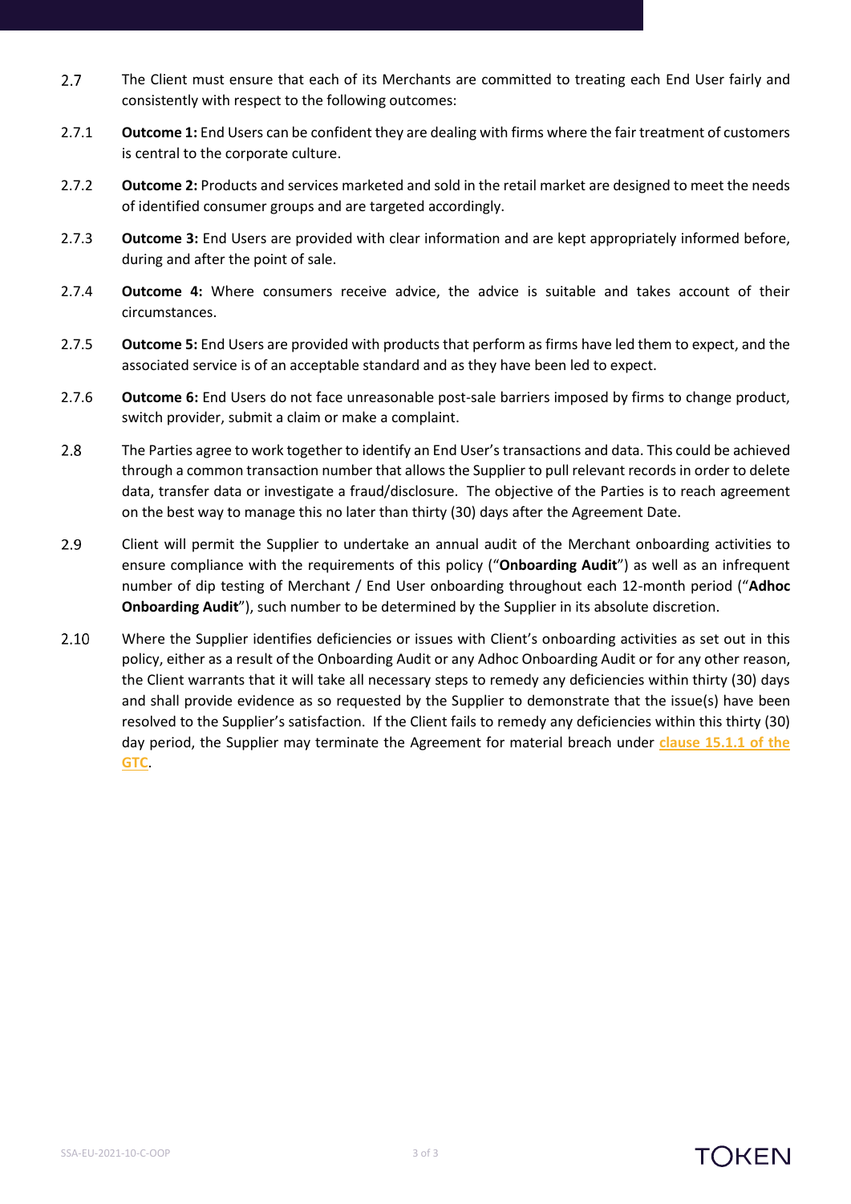2.7 The Client must ensure that each of its Merchants are committed to treating each End User fairly and consistently with respect to the following outcomes:

2.7.1 **Outcome 1:** End Users can be confident they are dealing with firms where the fair treatment of customers is central to the corporate culture.

2.7.2 **Outcome 2:** Products and services marketed and sold in the retail market are designed to meet the needs of identified consumer groups and are targeted accordingly.

2.7.3 **Outcome 3:** End Users are provided with clear information and are kept appropriately informed before, during and after the point of sale.

2.7.4 **Outcome 4:** Where consumers receive advice, the advice is suitable and takes account of their circumstances.

2.7.5 **Outcome 5:** End Users are provided with products that perform as firms have led them to expect, and the associated service is of an acceptable standard and as they have been led to expect.

2.7.6 **Outcome 6:** End Users do not face unreasonable post-sale barriers imposed by firms to change product, switch provider, submit a claim or make a complaint.

2.8 The Parties agree to work together to identify an End User's transactions and data. This could be achieved through a common transaction number that allows the Supplier to pull relevant records in order to delete data, transfer data or investigate a fraud/disclosure. The objective of the Parties is to reach agreement on the best way to manage this no later than thirty (30) days after the Agreement Date.

2.9 Client will permit the Supplier to undertake an annual audit of the Merchant onboarding activities to ensure compliance with the requirements of this policy ("**Onboarding Audit**") as well as an infrequent number of dip testing of Merchant / End User onboarding throughout each 12-month period ("**Adhoc Onboarding Audit**"), such number to be determined by the Supplier in its absolute discretion.

2.10 Where the Supplier identifies deficiencies or issues with Client's onboarding activities as set out in this policy, either as a result of the Onboarding Audit or any Adhoc Onboarding Audit or for any other reason, the Client warrants that it will take all necessary steps to remedy any deficiencies within thirty (30) days and shall provide evidence as so requested by the Supplier to demonstrate that the issue(s) have been resolved to the Supplier's satisfaction. If the Client fails to remedy any deficiencies within this thirty (30) day period, the Supplier may terminate the Agreement for material breach under clause 15.1.1 of the GTC.